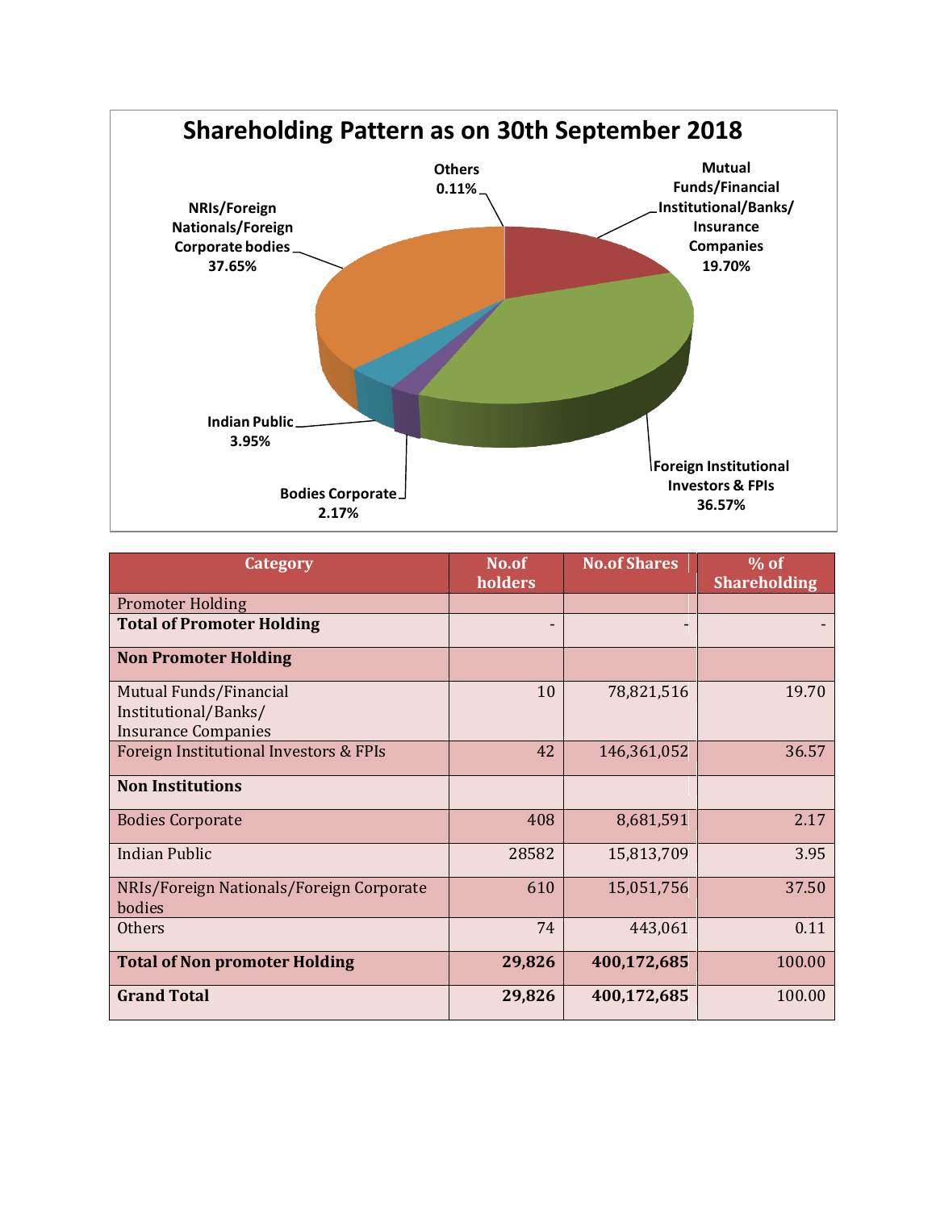## Shareholding Pattern as on 30th September 2018

Others 0.11%

Mutual Funds/Financial Institutional/Banks/ Insurance Companies 19.70%

NRIs/Foreign Nationals/Foreign Corporate bodies 37.65%

Indian Public 3.95%

Bodies Corporate 2.17%

Foreign Institutional Investors & FPIs 36.57%

| Category | No.of holders | No.of Shares | % of Shareholding |
|---|---|---|---|
| Promoter Holding | | | |
| **Total of Promoter Holding** | - | - | - |
| **Non Promoter Holding** | | | |
| Mutual Funds/Financial Institutional/Banks/ Insurance Companies | 10 | 78,821,516 | 19.70 |
| Foreign Institutional Investors & FPIs | 42 | 146,361,052 | 36.57 |
| **Non Institutions** | | | |
| Bodies Corporate | 408 | 8,681,591 | 2.17 |
| Indian Public | 28582 | 15,813,709 | 3.95 |
| NRIs/Foreign Nationals/Foreign Corporate bodies | 610 | 15,051,756 | 37.50 |
| Others | 74 | 443,061 | 0.11 |
| **Total of Non promoter Holding** | **29,826** | **400,172,685** | 100.00 |
| **Grand Total** | **29,826** | **400,172,685** | 100.00 |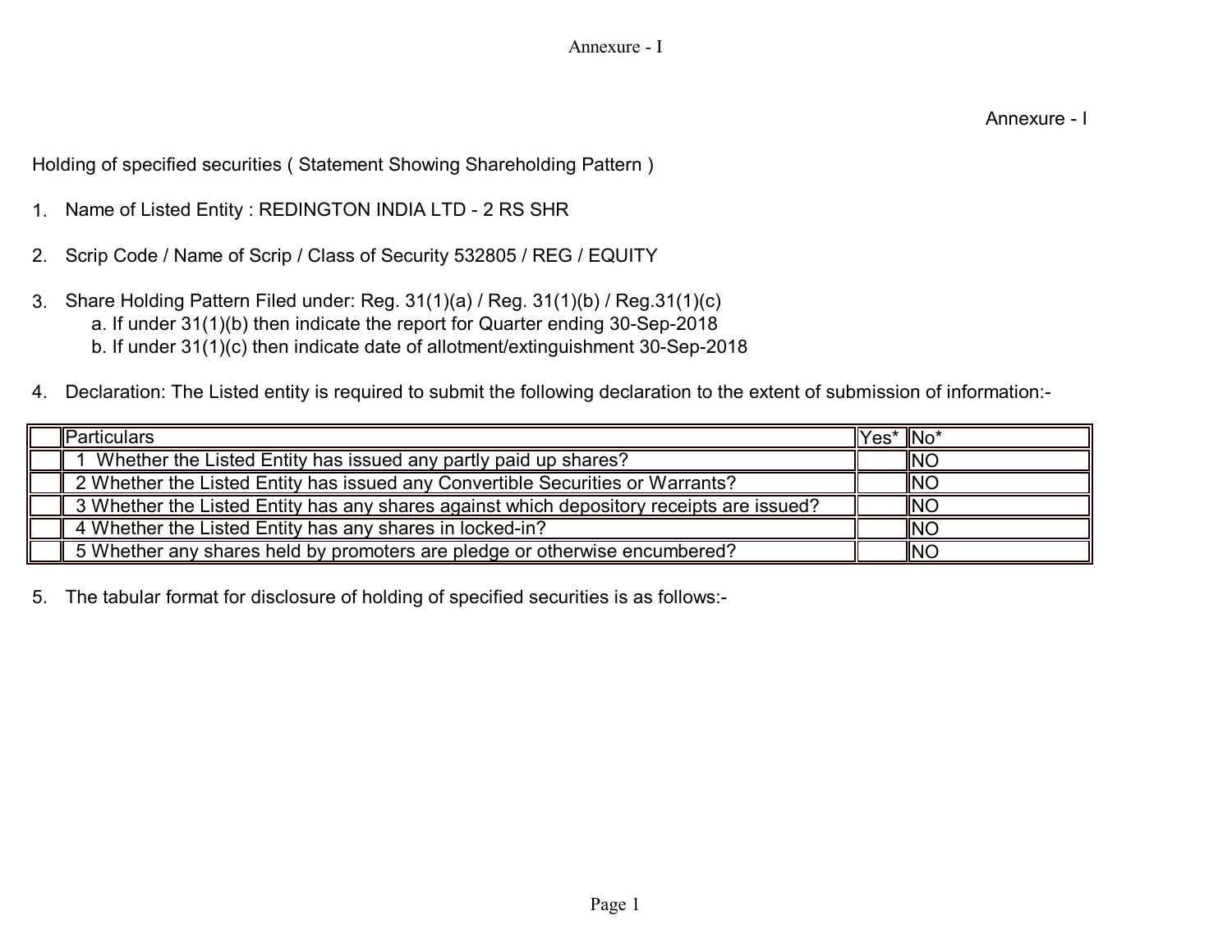Annexure - I

Annexure - I

Holding of specified securities ( Statement Showing Shareholding Pattern )

1. Name of Listed Entity : REDINGTON INDIA LTD - 2 RS SHR

2. Scrip Code / Name of Scrip / Class of Security 532805 / REG / EQUITY

3. Share Holding Pattern Filed under: Reg. 31(1)(a) / Reg. 31(1)(b) / Reg.31(1)(c)
   a. If under 31(1)(b) then indicate the report for Quarter ending 30-Sep-2018
   b. If under 31(1)(c) then indicate date of allotment/extinguishment 30-Sep-2018

4. Declaration: The Listed entity is required to submit the following declaration to the extent of submission of information:-

| | Particulars | Yes* | No* |
|---|---|---|---|
| | 1 Whether the Listed Entity has issued any partly paid up shares? | | NO |
| | 2 Whether the Listed Entity has issued any Convertible Securities or Warrants? | | NO |
| | 3 Whether the Listed Entity has any shares against which depository receipts are issued? | | NO |
| | 4 Whether the Listed Entity has any shares in locked-in? | | NO |
| | 5 Whether any shares held by promoters are pledge or otherwise encumbered? | | NO |

5. The tabular format for disclosure of holding of specified securities is as follows:-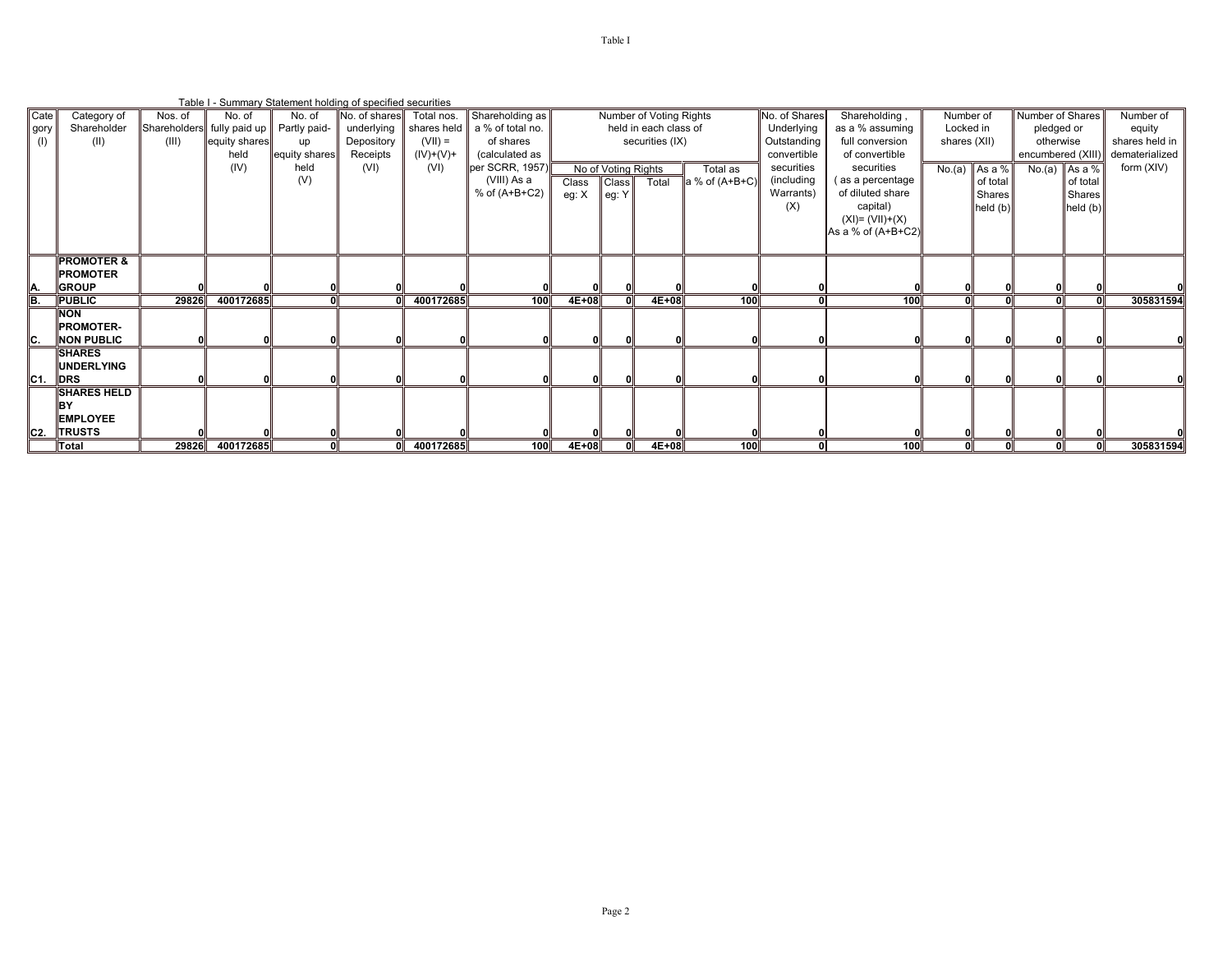Table I - Summary Statement holding of specified securities

| Category (I) | Category of Shareholder (II) | Nos. of Shareholders (III) | No. of fully paid up equity shares held (IV) | No. of Partly paid-up equity shares held (V) | No. of shares underlying Depository Receipts (VI) | Total nos. shares held (VII) = (IV)+(V)+ (VI) | Shareholding as a % of total no. of shares (calculated as per SCRR, 1957) (VIII) As a % of (A+B+C2) | Number of Voting Rights held in each class of securities (IX) | | | | No. of Shares Underlying Outstanding convertible securities (including Warrants) (X) | Shareholding , as a % assuming full conversion of convertible securities ( as a percentage of diluted share capital) (XI)= (VII)+(X) As a % of (A+B+C2) | Number of Locked in shares (XII) | | Number of Shares pledged or otherwise encumbered (XIII) | | Number of equity shares held in dematerialized form (XIV) |
|---|---|---|---|---|---|---|---|---|---|---|---|---|---|---|---|---|---|---|
| | | | | | | | | No of Voting Rights | | | Total as a % of (A+B+C) | | | No.(a) | As a % of total Shares held (b) | No.(a) | As a % of total Shares held (b) | |
| | | | | | | | | Class eg: X | Class eg: Y | Total | | | | | | | | |
| A. | PROMOTER & PROMOTER GROUP | 0 | 0 | 0 | 0 | 0 | 0 | 0 | 0 | 0 | 0 | 0 | 0 | 0 | 0 | 0 | 0 | 0 |
| B. | PUBLIC | 29826 | 400172685 | 0 | 0 | 400172685 | 100 | 4E+08 | 0 | 4E+08 | 100 | 0 | 100 | 0 | 0 | 0 | 0 | 305831594 |
| C. | NON PROMOTER-NON PUBLIC | 0 | 0 | 0 | 0 | 0 | 0 | 0 | 0 | 0 | 0 | 0 | 0 | 0 | 0 | 0 | 0 | 0 |
| C1. | SHARES UNDERLYING DRS | 0 | 0 | 0 | 0 | 0 | 0 | 0 | 0 | 0 | 0 | 0 | 0 | 0 | 0 | 0 | 0 | 0 |
| C2. | SHARES HELD BY EMPLOYEE TRUSTS | 0 | 0 | 0 | 0 | 0 | 0 | 0 | 0 | 0 | 0 | 0 | 0 | 0 | 0 | 0 | 0 | 0 |
| | Total | 29826 | 400172685 | 0 | 0 | 400172685 | 100 | 4E+08 | 0 | 4E+08 | 100 | 0 | 100 | 0 | 0 | 0 | 0 | 305831594 |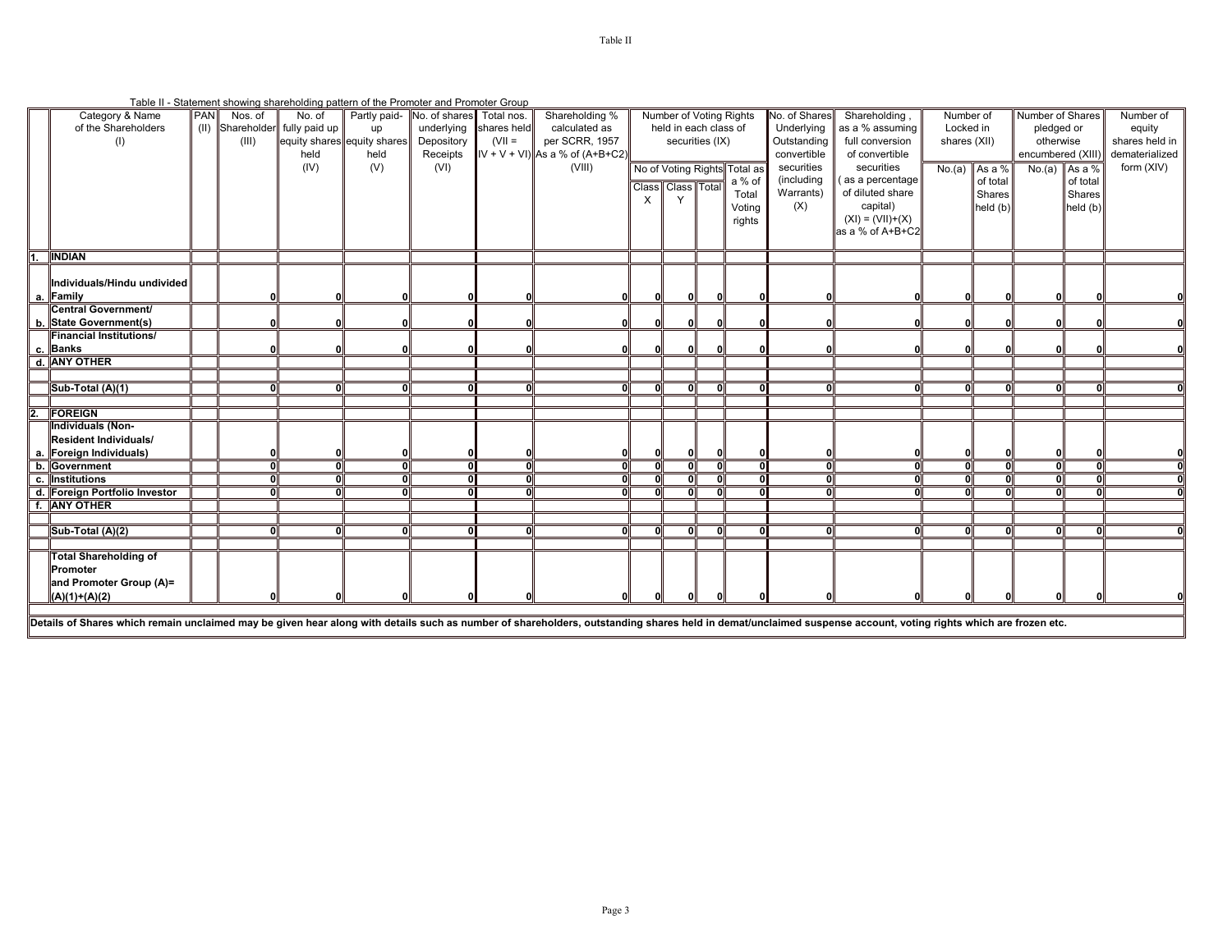Table II - Statement showing shareholding pattern of the Promoter and Promoter Group

| | Category & Name of the Shareholders (I) | PAN (II) | Nos. of Shareholder (III) | No. of fully paid up equity shares held (IV) | Partly paid-up equity shares held (V) | No. of shares underlying Depository Receipts (VI) | Total nos. shares held (VII = IV + V + VI) | Shareholding % calculated as per SCRR, 1957 As a % of (A+B+C2) (VIII) | Number of Voting Rights held in each class of securities (IX) | | | | No. of Shares Underlying Outstanding convertible securities (including Warrants) (X) | Shareholding , as a % assuming full conversion of convertible securities ( as a percentage of diluted share capital) (XI) = (VII)+(X) as a % of A+B+C2 | Number of Locked in shares (XII) | | Number of Shares pledged or otherwise encumbered (XIII) | | Number of equity shares held in dematerialized form (XIV) |
|---|---|---|---|---|---|---|---|---|---|---|---|---|---|---|---|---|---|---|---|
| | | | | | | | | | No of Voting Rights | | | Total as a % of Total Voting rights | | | No.(a) | As a % of total Shares held (b) | No.(a) | As a % of total Shares held (b) | |
| | | | | | | | | | Class X | Class Y | Total | | | | | | | | |
| 1. | **INDIAN** | | | | | | | | | | | | | | | | | | |
| a. | **Individuals/Hindu undivided Family** | | 0 | 0 | 0 | 0 | 0 | 0 | 0 | 0 | 0 | 0 | 0 | 0 | 0 | 0 | 0 | 0 | 0 |
| b. | **Central Government/ State Government(s)** | | 0 | 0 | 0 | 0 | 0 | 0 | 0 | 0 | 0 | 0 | 0 | 0 | 0 | 0 | 0 | 0 | 0 |
| c. | **Financial Institutions/ Banks** | | 0 | 0 | 0 | 0 | 0 | 0 | 0 | 0 | 0 | 0 | 0 | 0 | 0 | 0 | 0 | 0 | 0 |
| d. | **ANY OTHER** | | | | | | | | | | | | | | | | | | |
| | **Sub-Total (A)(1)** | | 0 | 0 | 0 | 0 | 0 | 0 | 0 | 0 | 0 | 0 | 0 | 0 | 0 | 0 | 0 | 0 | 0 |
| 2. | **FOREIGN** | | | | | | | | | | | | | | | | | | |
| a. | **Individuals (Non-Resident Individuals/ Foreign Individuals)** | | 0 | 0 | 0 | 0 | 0 | 0 | 0 | 0 | 0 | 0 | 0 | 0 | 0 | 0 | 0 | 0 | 0 |
| b. | **Government** | | 0 | 0 | 0 | 0 | 0 | 0 | 0 | 0 | 0 | 0 | 0 | 0 | 0 | 0 | 0 | 0 | 0 |
| c. | **Institutions** | | 0 | 0 | 0 | 0 | 0 | 0 | 0 | 0 | 0 | 0 | 0 | 0 | 0 | 0 | 0 | 0 | 0 |
| d. | **Foreign Portfolio Investor** | | 0 | 0 | 0 | 0 | 0 | 0 | 0 | 0 | 0 | 0 | 0 | 0 | 0 | 0 | 0 | 0 | 0 |
| f. | **ANY OTHER** | | | | | | | | | | | | | | | | | | |
| | **Sub-Total (A)(2)** | | 0 | 0 | 0 | 0 | 0 | 0 | 0 | 0 | 0 | 0 | 0 | 0 | 0 | 0 | 0 | 0 | 0 |
| | **Total Shareholding of Promoter and Promoter Group (A)= (A)(1)+(A)(2)** | | 0 | 0 | 0 | 0 | 0 | 0 | 0 | 0 | 0 | 0 | 0 | 0 | 0 | 0 | 0 | 0 | 0 |

**Details of Shares which remain unclaimed may be given hear along with details such as number of shareholders, outstanding shares held in demat/unclaimed suspense account, voting rights which are frozen etc.**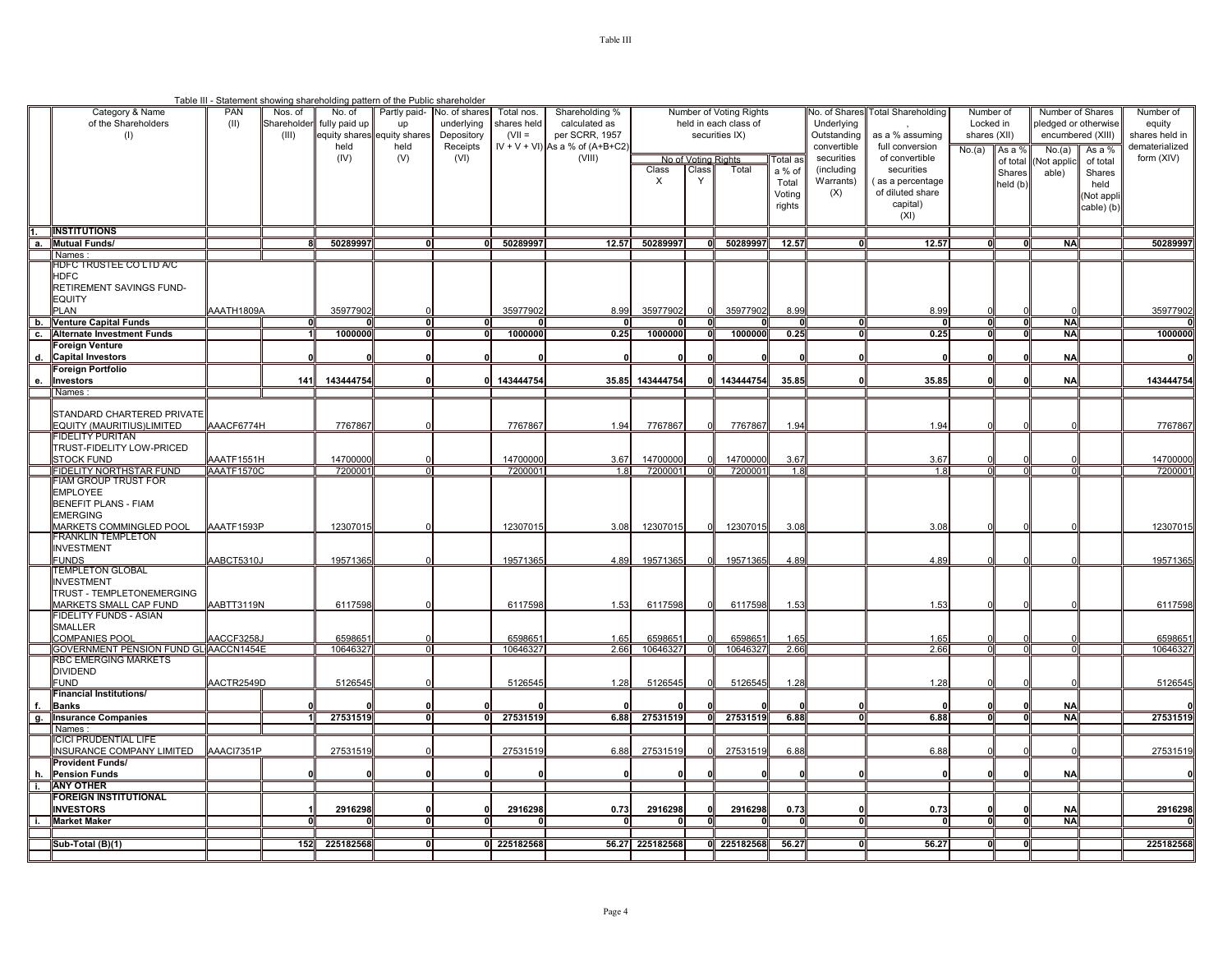Table III - Statement showing shareholding pattern of the Public shareholder

| | Category & Name of the Shareholders (I) | PAN (II) | Nos. of Shareholder (III) | No. of fully paid up equity shares held (IV) | Partly paid-up equity shares held (V) | No. of shares underlying Depository Receipts (VI) | Total nos. shares held (VII = IV + V + VI) | Shareholding % calculated as per SCRR, 1957 As a % of (A+B+C2) (VIII) | Number of Voting Rights held in each class of securities IX) | | | | No. of Shares Underlying Outstanding convertible securities (including Warrants) (X) | Total Shareholding , as a % assuming full conversion of convertible securities ( as a percentage of diluted share capital) (XI) | Number of Locked in shares (XII) | | Number of Shares pledged or otherwise encumbered (XIII) | | Number of equity shares held in dematerialized form (XIV) |
|---|---|---|---|---|---|---|---|---|---|---|---|---|---|---|---|---|---|---|---|
| | | | | | | | | | No of Voting Rights | | | Total as a % of Total Voting rights | | | No.(a) | As a % of total Shares held (b) | No.(a) (Not applicable) | As a % of total Shares held (Not applicable) (b) | |
| | | | | | | | | | Class X | Class Y | Total | | | | | | | | |
| 1. | **INSTITUTIONS** | | | | | | | | | | | | | | | | | | |
| a. | **Mutual Funds/** | | **8** | **50289997** | **0** | **0** | **50289997** | **12.57** | **50289997** | **0** | **50289997** | **12.57** | **0** | **12.57** | **0** | **0** | **NA** | | **50289997** |
| | Names : | | | | | | | | | | | | | | | | | | |
| | HDFC TRUSTEE CO LTD A/C HDFC RETIREMENT SAVINGS FUND-EQUITY PLAN | AAATH1809A | | 35977902 | 0 | | 35977902 | 8.99 | 35977902 | 0 | 35977902 | 8.99 | | 8.99 | 0 | 0 | 0 | | 35977902 |
| b. | **Venture Capital Funds** | | **0** | **0** | **0** | **0** | **0** | **0** | **0** | **0** | **0** | **0** | **0** | **0** | **0** | **0** | **NA** | | **0** |
| c. | **Alternate Investment Funds** | | **1** | **1000000** | **0** | **0** | **1000000** | **0.25** | **1000000** | **0** | **1000000** | **0.25** | **0** | **0.25** | **0** | **0** | **NA** | | **1000000** |
| d. | **Foreign Venture Capital Investors** | | **0** | **0** | **0** | **0** | **0** | **0** | **0** | **0** | **0** | **0** | **0** | **0** | **0** | **0** | **NA** | | **0** |
| e. | **Foreign Portfolio Investors** | | **141** | **143444754** | **0** | **0** | **143444754** | **35.85** | **143444754** | **0** | **143444754** | **35.85** | **0** | **35.85** | **0** | **0** | **NA** | | **143444754** |
| | Names : | | | | | | | | | | | | | | | | | | |
| | STANDARD CHARTERED PRIVATE EQUITY (MAURITIUS)LIMITED | AAACF6774H | | 7767867 | 0 | | 7767867 | 1.94 | 7767867 | 0 | 7767867 | 1.94 | | 1.94 | 0 | 0 | 0 | | 7767867 |
| | FIDELITY PURITAN TRUST-FIDELITY LOW-PRICED STOCK FUND | AAATF1551H | | 14700000 | 0 | | 14700000 | 3.67 | 14700000 | 0 | 14700000 | 3.67 | | 3.67 | 0 | 0 | 0 | | 14700000 |
| | FIDELITY NORTHSTAR FUND | AAATF1570C | | 7200001 | 0 | | 7200001 | 1.8 | 7200001 | 0 | 7200001 | 1.8 | | 1.8 | 0 | 0 | 0 | | 7200001 |
| | FIAM GROUP TRUST FOR EMPLOYEE BENEFIT PLANS - FIAM EMERGING MARKETS COMMINGLED POOL | AAATF1593P | | 12307015 | 0 | | 12307015 | 3.08 | 12307015 | 0 | 12307015 | 3.08 | | 3.08 | 0 | 0 | 0 | | 12307015 |
| | FRANKLIN TEMPLETON INVESTMENT FUNDS | AABCT5310J | | 19571365 | 0 | | 19571365 | 4.89 | 19571365 | 0 | 19571365 | 4.89 | | 4.89 | 0 | 0 | 0 | | 19571365 |
| | TEMPLETON GLOBAL INVESTMENT TRUST - TEMPLETONEMERGING MARKETS SMALL CAP FUND | AABTT3119N | | 6117598 | 0 | | 6117598 | 1.53 | 6117598 | 0 | 6117598 | 1.53 | | 1.53 | 0 | 0 | 0 | | 6117598 |
| | FIDELITY FUNDS - ASIAN SMALLER COMPANIES POOL | AACCF3258J | | 6598651 | 0 | | 6598651 | 1.65 | 6598651 | 0 | 6598651 | 1.65 | | 1.65 | 0 | 0 | 0 | | 6598651 |
| | GOVERNMENT PENSION FUND GL | AACCN1454E | | 10646327 | 0 | | 10646327 | 2.66 | 10646327 | 0 | 10646327 | 2.66 | | 2.66 | 0 | 0 | 0 | | 10646327 |
| | RBC EMERGING MARKETS DIVIDEND FUND | AACTR2549D | | 5126545 | 0 | | 5126545 | 1.28 | 5126545 | 0 | 5126545 | 1.28 | | 1.28 | 0 | 0 | 0 | | 5126545 |
| f. | **Financial Institutions/ Banks** | | **0** | **0** | **0** | **0** | **0** | **0** | **0** | **0** | **0** | **0** | **0** | **0** | **0** | **0** | **NA** | | **0** |
| g. | **Insurance Companies** | | **1** | **27531519** | **0** | **0** | **27531519** | **6.88** | **27531519** | **0** | **27531519** | **6.88** | **0** | **6.88** | **0** | **0** | **NA** | | **27531519** |
| | Names : | | | | | | | | | | | | | | | | | | |
| | ICICI PRUDENTIAL LIFE INSURANCE COMPANY LIMITED | AAACI7351P | | 27531519 | 0 | | 27531519 | 6.88 | 27531519 | 0 | 27531519 | 6.88 | | 6.88 | 0 | 0 | 0 | | 27531519 |
| h. | **Provident Funds/ Pension Funds** | | **0** | **0** | **0** | **0** | **0** | **0** | **0** | **0** | **0** | **0** | **0** | **0** | **0** | **0** | **NA** | | **0** |
| i. | **ANY OTHER** | | | | | | | | | | | | | | | | | | |
| | **FOREIGN INSTITUTIONAL INVESTORS** | | **1** | **2916298** | **0** | **0** | **2916298** | **0.73** | **2916298** | **0** | **2916298** | **0.73** | **0** | **0.73** | **0** | **0** | **NA** | | **2916298** |
| i. | **Market Maker** | | **0** | **0** | **0** | **0** | **0** | **0** | **0** | **0** | **0** | **0** | **0** | **0** | **0** | **0** | **NA** | | **0** |
| | **Sub-Total (B)(1)** | | **152** | **225182568** | **0** | **0** | **225182568** | **56.27** | **225182568** | **0** | **225182568** | **56.27** | **0** | **56.27** | **0** | **0** | | | **225182568** |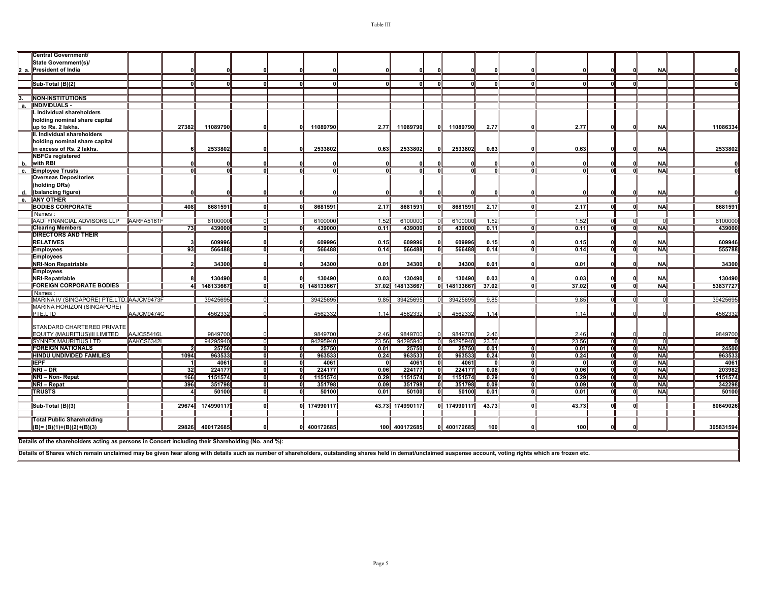Table III

| | | | | | | | | | | | | | | | | | | | |
|---|---|---|---|---|---|---|---|---|---|---|---|---|---|---|---|---|---|---|---|
| 2 a. | Central Government/ State Government(s)/ President of India | | 0 | 0 | 0 | 0 | 0 | 0 | 0 | 0 | 0 | 0 | 0 | 0 | 0 | 0 | NA | | 0 |
| | Sub-Total (B)(2) | | 0 | 0 | 0 | 0 | 0 | 0 | 0 | 0 | 0 | 0 | 0 | 0 | 0 | 0 | | | 0 |
| 3. | NON-INSTITUTIONS | | | | | | | | | | | | | | | | | | |
| a. | INDIVIDUALS - | | | | | | | | | | | | | | | | | | |
| | I. Individual shareholders holding nominal share capital up to Rs. 2 lakhs. | | 27382 | 11089790 | 0 | 0 | 11089790 | 2.77 | 11089790 | 0 | 11089790 | 2.77 | 0 | 2.77 | 0 | 0 | NA | | 11086334 |
| | II. Individual shareholders holding nominal share capital in excess of Rs. 2 lakhs. | | 6 | 2533802 | 0 | 0 | 2533802 | 0.63 | 2533802 | 0 | 2533802 | 0.63 | 0 | 0.63 | 0 | 0 | NA | | 2533802 |
| b. | NBFCs registered with RBI | | 0 | 0 | 0 | 0 | 0 | 0 | 0 | 0 | 0 | 0 | 0 | 0 | 0 | 0 | NA | | 0 |
| c. | Employee Trusts | | 0 | 0 | 0 | 0 | 0 | 0 | 0 | 0 | 0 | 0 | 0 | 0 | 0 | 0 | NA | | 0 |
| d. | Overseas Depositories (holding DRs) (balancing figure) | | 0 | 0 | 0 | 0 | 0 | 0 | 0 | 0 | 0 | 0 | 0 | 0 | 0 | 0 | NA | | 0 |
| e. | ANY OTHER | | | | | | | | | | | | | | | | | | |
| | BODIES CORPORATE | | 408 | 8681591 | 0 | 0 | 8681591 | 2.17 | 8681591 | 0 | 8681591 | 2.17 | 0 | 2.17 | 0 | 0 | NA | | 8681591 |
| | Names : | | | | | | | | | | | | | | | | | | |
| | AADI FINANCIAL ADVISORS LLP | AARFA5161F | | 6100000 | 0 | | 6100000 | 1.52 | 6100000 | 0 | 6100000 | 1.52 | | 1.52 | 0 | 0 | 0 | | 6100000 |
| | Clearing Members | | 73 | 439000 | 0 | 0 | 439000 | 0.11 | 439000 | 0 | 439000 | 0.11 | 0 | 0.11 | 0 | 0 | NA | | 439000 |
| | DIRECTORS AND THEIR RELATIVES | | 3 | 609996 | 0 | 0 | 609996 | 0.15 | 609996 | 0 | 609996 | 0.15 | 0 | 0.15 | 0 | 0 | NA | | 609946 |
| | Employees | | 93 | 566488 | 0 | 0 | 566488 | 0.14 | 566488 | 0 | 566488 | 0.14 | 0 | 0.14 | 0 | 0 | NA | | 555788 |
| | Employees NRI-Non Repatriable | | 2 | 34300 | 0 | 0 | 34300 | 0.01 | 34300 | 0 | 34300 | 0.01 | 0 | 0.01 | 0 | 0 | NA | | 34300 |
| | Employees NRI-Repatriable | | 8 | 130490 | 0 | 0 | 130490 | 0.03 | 130490 | 0 | 130490 | 0.03 | 0 | 0.03 | 0 | 0 | NA | | 130490 |
| | FOREIGN CORPORATE BODIES | | 4 | 148133667 | 0 | 0 | 148133667 | 37.02 | 148133667 | 0 | 148133667 | 37.02 | 0 | 37.02 | 0 | 0 | NA | | 53837727 |
| | Names : | | | | | | | | | | | | | | | | | | |
| | MARINA IV (SINGAPORE) PTE.LTD. | AAJCM9473F | | 39425695 | 0 | | 39425695 | 9.85 | 39425695 | 0 | 39425695 | 9.85 | | 9.85 | 0 | 0 | 0 | | 39425695 |
| | MARINA HORIZON (SINGAPORE) PTE.LTD | AAJCM9474C | | 4562332 | 0 | | 4562332 | 1.14 | 4562332 | 0 | 4562332 | 1.14 | | 1.14 | 0 | 0 | 0 | | 4562332 |
| | STANDARD CHARTERED PRIVATE EQUITY (MAURITIUS)III LIMITED | AAJCS5416L | | 9849700 | 0 | | 9849700 | 2.46 | 9849700 | 0 | 9849700 | 2.46 | | 2.46 | 0 | 0 | 0 | | 9849700 |
| | SYNNEX MAURITIUS LTD | AAKCS6342L | | 94295940 | 0 | | 94295940 | 23.56 | 94295940 | 0 | 94295940 | 23.56 | | 23.56 | 0 | 0 | 0 | | 0 |
| | FOREIGN NATIONALS | | 2 | 25750 | 0 | 0 | 25750 | 0.01 | 25750 | 0 | 25750 | 0.01 | 0 | 0.01 | 0 | 0 | NA | | 24500 |
| | HINDU UNDIVIDED FAMILIES | | 1094 | 963533 | 0 | 0 | 963533 | 0.24 | 963533 | 0 | 963533 | 0.24 | 0 | 0.24 | 0 | 0 | NA | | 963533 |
| | IEPF | | 1 | 4061 | 0 | 0 | 4061 | 0 | 4061 | 0 | 4061 | 0 | 0 | 0 | 0 | 0 | NA | | 4061 |
| | NRI – DR | | 32 | 224177 | 0 | 0 | 224177 | 0.06 | 224177 | 0 | 224177 | 0.06 | 0 | 0.06 | 0 | 0 | NA | | 203982 |
| | NRI – Non- Repat | | 166 | 1151574 | 0 | 0 | 1151574 | 0.29 | 1151574 | 0 | 1151574 | 0.29 | 0 | 0.29 | 0 | 0 | NA | | 1151574 |
| | NRI – Repat | | 396 | 351798 | 0 | 0 | 351798 | 0.09 | 351798 | 0 | 351798 | 0.09 | 0 | 0.09 | 0 | 0 | NA | | 342298 |
| | TRUSTS | | 4 | 50100 | 0 | 0 | 50100 | 0.01 | 50100 | 0 | 50100 | 0.01 | 0 | 0.01 | 0 | 0 | NA | | 50100 |
| | Sub-Total (B)(3) | | 29674 | 174990117 | 0 | 0 | 174990117 | 43.73 | 174990117 | 0 | 174990117 | 43.73 | 0 | 43.73 | 0 | 0 | | | 80649026 |
| | Total Public Shareholding (B)= (B)(1)+(B)(2)+(B)(3) | | 29826 | 400172685 | 0 | 0 | 400172685 | 100 | 400172685 | 0 | 400172685 | 100 | 0 | 100 | 0 | 0 | | | 305831594 |

Details of the shareholders acting as persons in Concert including their Shareholding (No. and %):

Details of Shares which remain unclaimed may be given hear along with details such as number of shareholders, outstanding shares held in demat/unclaimed suspense account, voting rights which are frozen etc.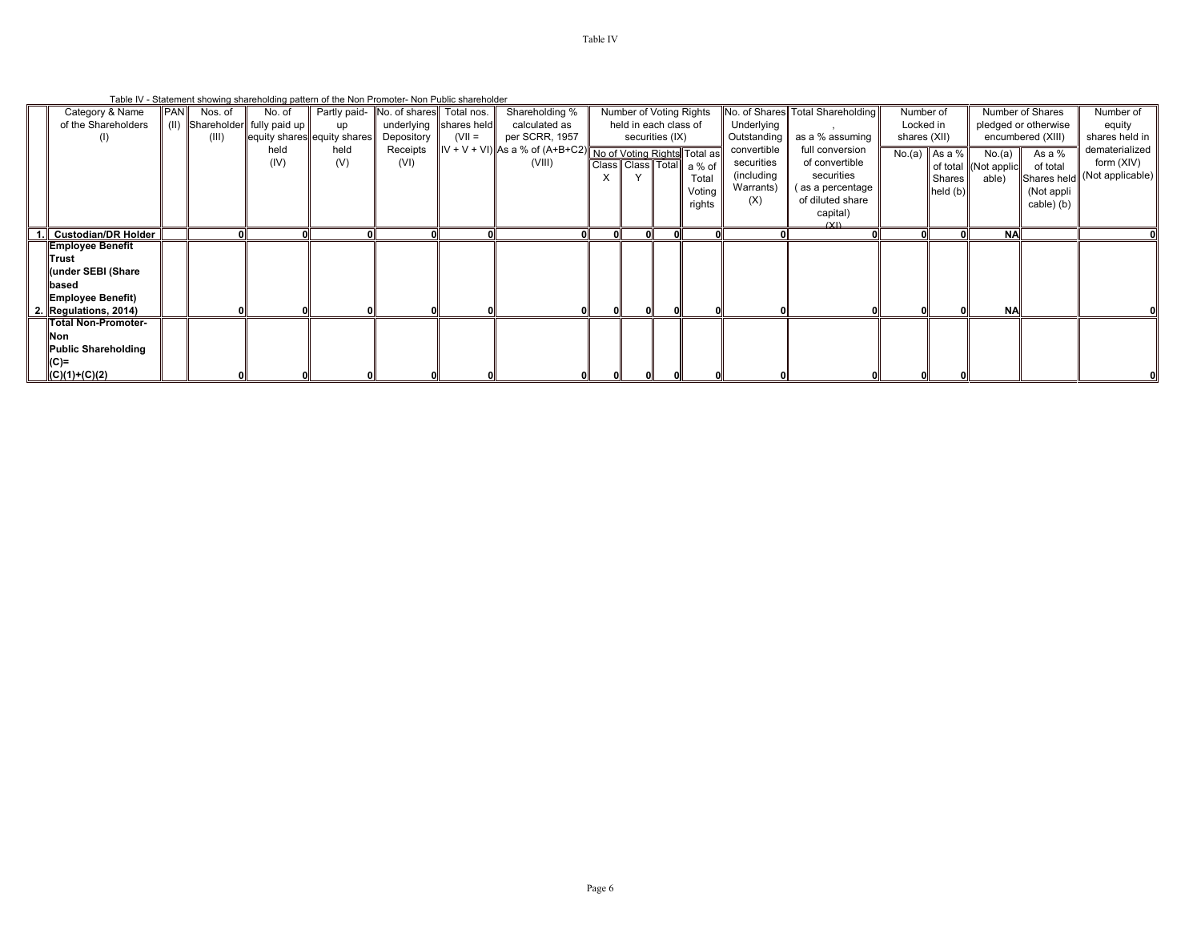Table IV - Statement showing shareholding pattern of the Non Promoter- Non Public shareholder

| | Category & Name of the Shareholders (I) | PAN (II) | Nos. of Shareholder (III) | No. of fully paid up equity shares held (IV) | Partly paid-up equity shares held (V) | No. of shares underlying Depository Receipts (VI) | Total nos. shares held (VII = IV + V + VI) | Shareholding % calculated as per SCRR, 1957 As a % of (A+B+C2) (VIII) | Number of Voting Rights held in each class of securities (IX) | | | | No. of Shares Underlying Outstanding convertible securities (including Warrants) (X) | Total Shareholding , as a % assuming full conversion of convertible securities ( as a percentage of diluted share capital) (XI) | Number of Locked in shares (XII) | | Number of Shares pledged or otherwise encumbered (XIII) | | Number of equity shares held in dematerialized form (XIV) (Not applicable) |
|---|---|---|---|---|---|---|---|---|---|---|---|---|---|---|---|---|---|---|---|
| | | | | | | | | | No of Voting Rights | | | Total as a % of Total Voting rights | | | No.(a) | As a % of total Shares held (b) | No.(a) (Not applicable) | As a % of total Shares held (Not applicable) (b) | |
| | | | | | | | | | Class X | Class Y | Total | | | | | | | | |
| 1. | **Custodian/DR Holder** | | 0 | 0 | 0 | 0 | 0 | 0 | 0 | 0 | 0 | 0 | 0 | 0 | 0 | 0 | NA | | 0 |
| 2. | **Employee Benefit Trust (under SEBI (Share based Employee Benefit) Regulations, 2014)** | | 0 | 0 | 0 | 0 | 0 | 0 | 0 | 0 | 0 | 0 | 0 | 0 | 0 | 0 | NA | | 0 |
| | **Total Non-Promoter- Non Public Shareholding (C)= (C)(1)+(C)(2)** | | 0 | 0 | 0 | 0 | 0 | 0 | 0 | 0 | 0 | 0 | 0 | 0 | 0 | 0 | | | 0 |